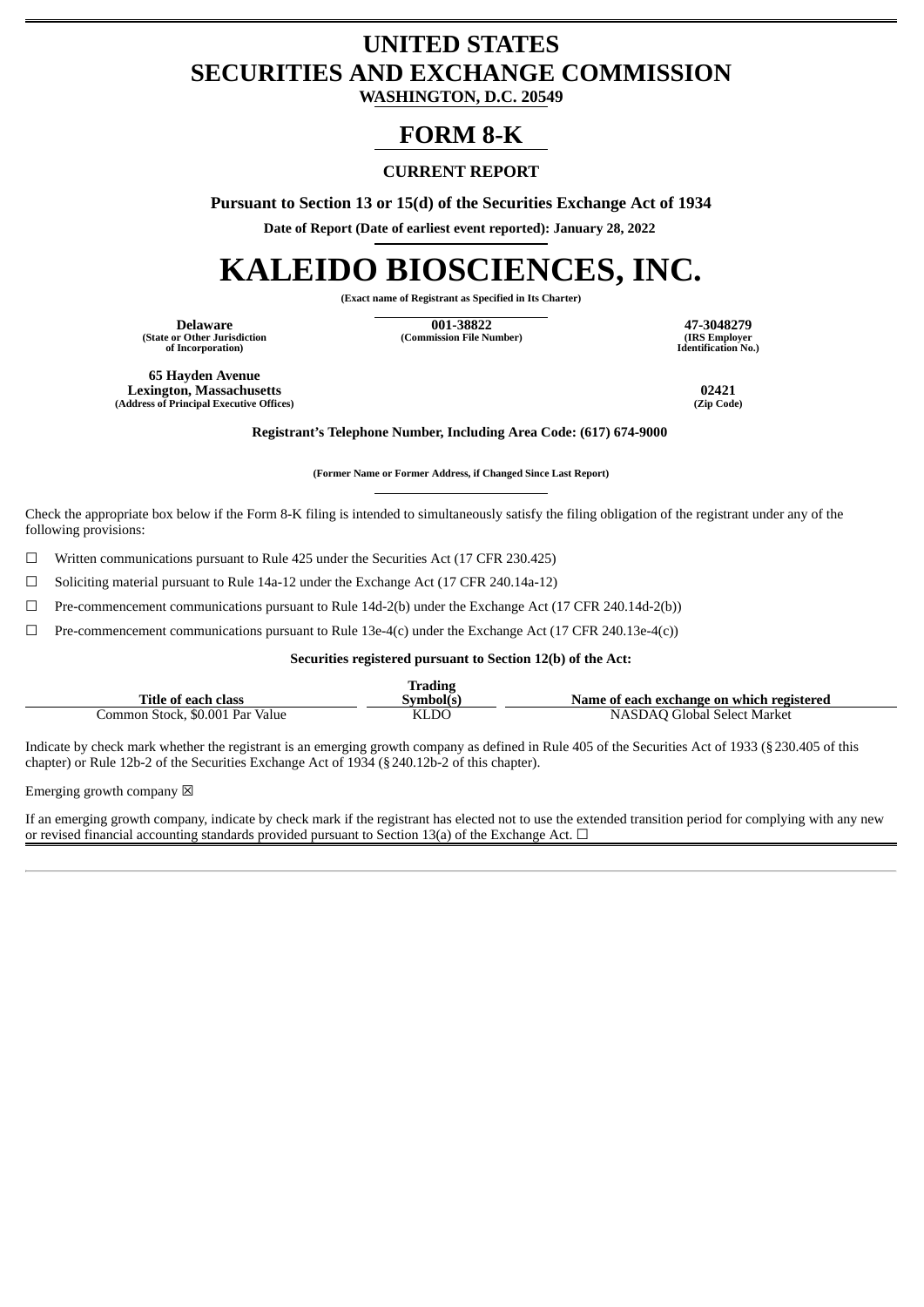# UNITED STATES
# SECURITIES AND EXCHANGE COMMISSION

**WASHINGTON, D.C. 20549**

# FORM 8-K

**CURRENT REPORT**

**Pursuant to Section 13 or 15(d) of the Securities Exchange Act of 1934**

**Date of Report (Date of earliest event reported): January 28, 2022**

# KALEIDO BIOSCIENCES, INC.

**(Exact name of Registrant as Specified in Its Charter)**

| Delaware | 001-38822 | 47-3048279 |
|---|---|---|
| (State or Other Jurisdiction of Incorporation) | (Commission File Number) | (IRS Employer Identification No.) |

| 65 Hayden Avenue Lexington, Massachusetts | 02421 |
|---|---|
| (Address of Principal Executive Offices) | (Zip Code) |

**Registrant's Telephone Number, Including Area Code: (617) 674-9000**

**(Former Name or Former Address, if Changed Since Last Report)**

Check the appropriate box below if the Form 8-K filing is intended to simultaneously satisfy the filing obligation of the registrant under any of the following provisions:

☐ Written communications pursuant to Rule 425 under the Securities Act (17 CFR 230.425)

☐ Soliciting material pursuant to Rule 14a-12 under the Exchange Act (17 CFR 240.14a-12)

☐ Pre-commencement communications pursuant to Rule 14d-2(b) under the Exchange Act (17 CFR 240.14d-2(b))

☐ Pre-commencement communications pursuant to Rule 13e-4(c) under the Exchange Act (17 CFR 240.13e-4(c))

**Securities registered pursuant to Section 12(b) of the Act:**

| Title of each class | Trading Symbol(s) | Name of each exchange on which registered |
|---|---|---|
| Common Stock, $0.001 Par Value | KLDO | NASDAQ Global Select Market |

Indicate by check mark whether the registrant is an emerging growth company as defined in Rule 405 of the Securities Act of 1933 (§230.405 of this chapter) or Rule 12b-2 of the Securities Exchange Act of 1934 (§240.12b-2 of this chapter).

Emerging growth company ☒

If an emerging growth company, indicate by check mark if the registrant has elected not to use the extended transition period for complying with any new or revised financial accounting standards provided pursuant to Section 13(a) of the Exchange Act. ☐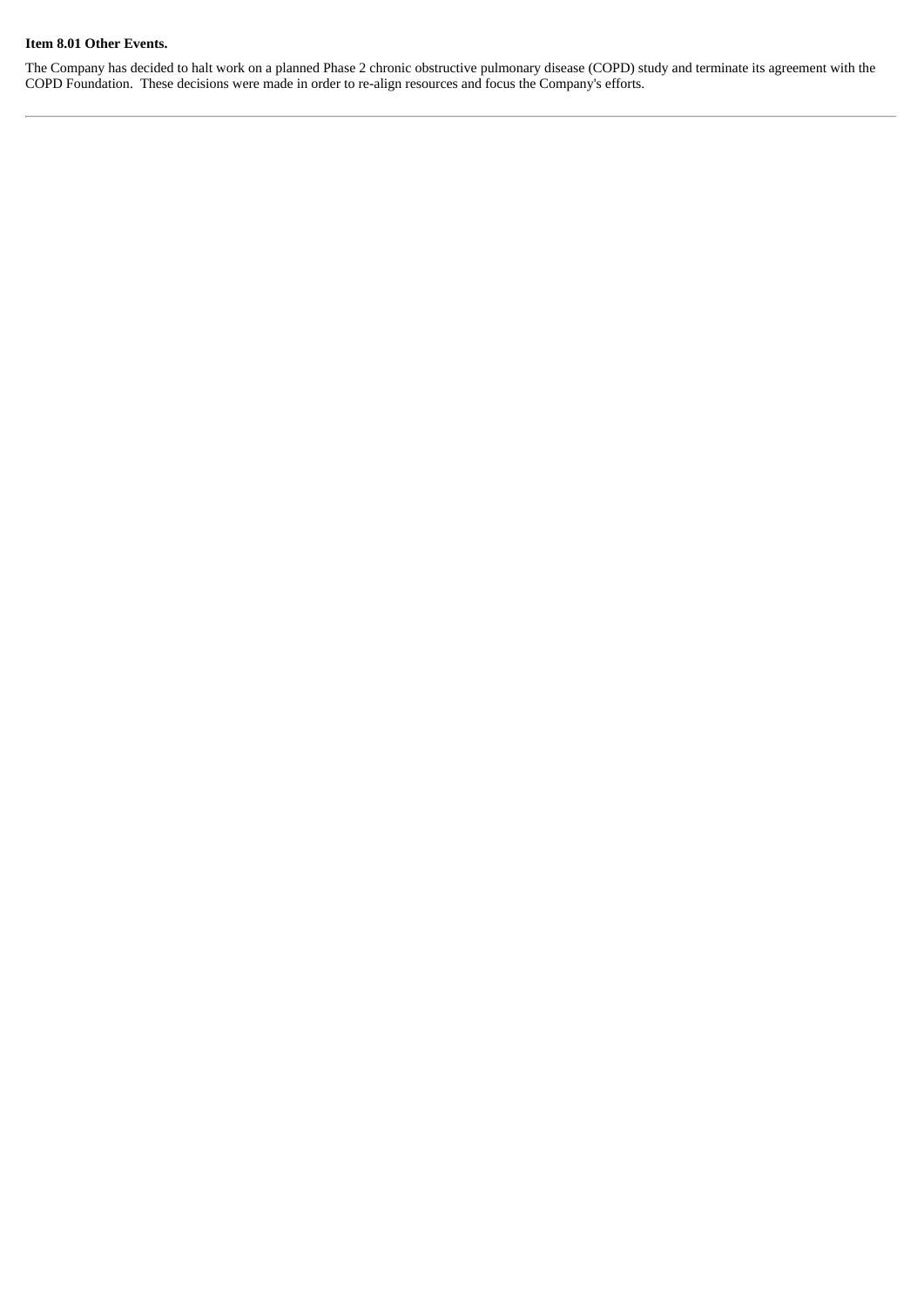**Item 8.01 Other Events.**

The Company has decided to halt work on a planned Phase 2 chronic obstructive pulmonary disease (COPD) study and terminate its agreement with the COPD Foundation. These decisions were made in order to re-align resources and focus the Company's efforts.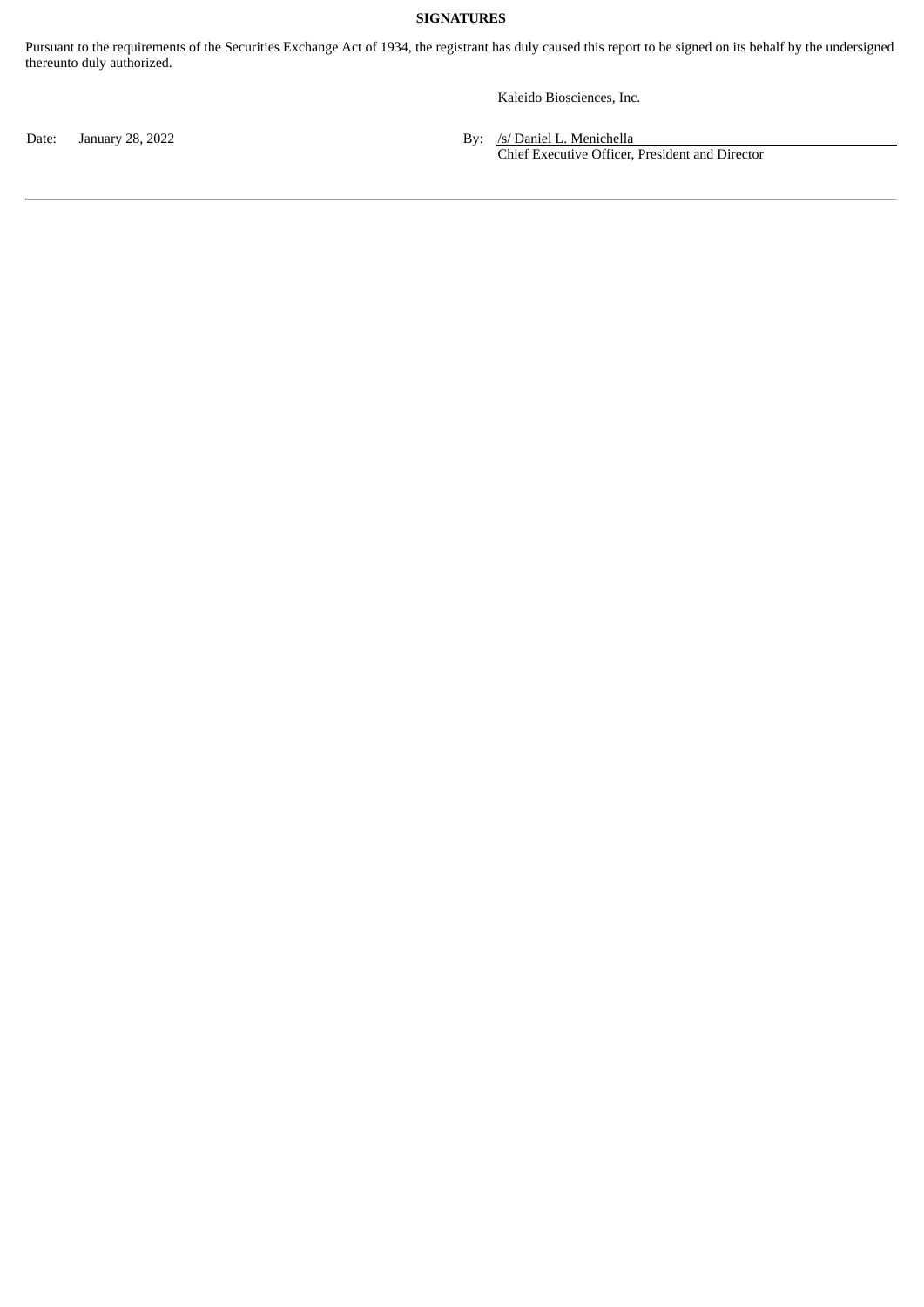**SIGNATURES**

Pursuant to the requirements of the Securities Exchange Act of 1934, the registrant has duly caused this report to be signed on its behalf by the undersigned thereunto duly authorized.

| | | | |
|---|---|---|---|
| | | | Kaleido Biosciences, Inc. |
| Date: | January 28, 2022 | By: | /s/ Daniel L. Menichella |
| | | | Chief Executive Officer, President and Director |